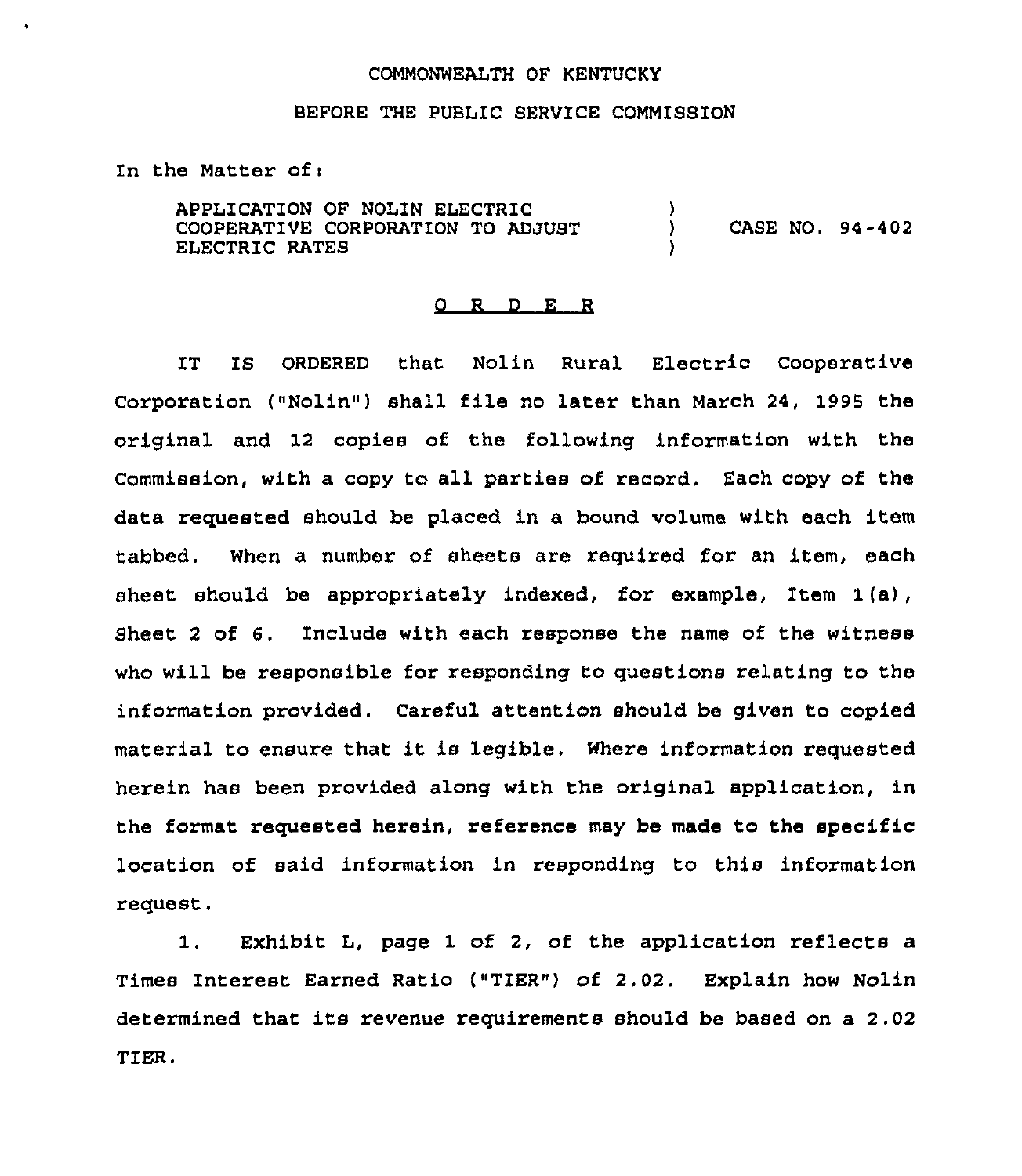COMMONWEALTH OF KENTUCKY

BEFORE THE PUBLIC SERVICE COMMISSION

In the Matter of:

| | | |
|---|---|---|
| APPLICATION OF NOLIN ELECTRIC COOPERATIVE CORPORATION TO ADJUST ELECTRIC RATES | ) ) ) | CASE NO. 94-402 |

O R D E R

IT IS ORDERED that Nolin Rural Electric Cooperative Corporation ("Nolin") shall file no later than March 24, 1995 the original and 12 copies of the following information with the Commission, with a copy to all parties of record. Each copy of the data requested should be placed in a bound volume with each item tabbed. When a number of sheets are required for an item, each sheet should be appropriately indexed, for example, Item 1(a), Sheet 2 of 6. Include with each response the name of the witness who will be responsible for responding to questions relating to the information provided. Careful attention should be given to copied material to ensure that it is legible. Where information requested herein has been provided along with the original application, in the format requested herein, reference may be made to the specific location of said information in responding to this information request.

1. Exhibit L, page 1 of 2, of the application reflects a Times Interest Earned Ratio ("TIER") of 2.02. Explain how Nolin determined that its revenue requirements should be based on a 2.02 TIER.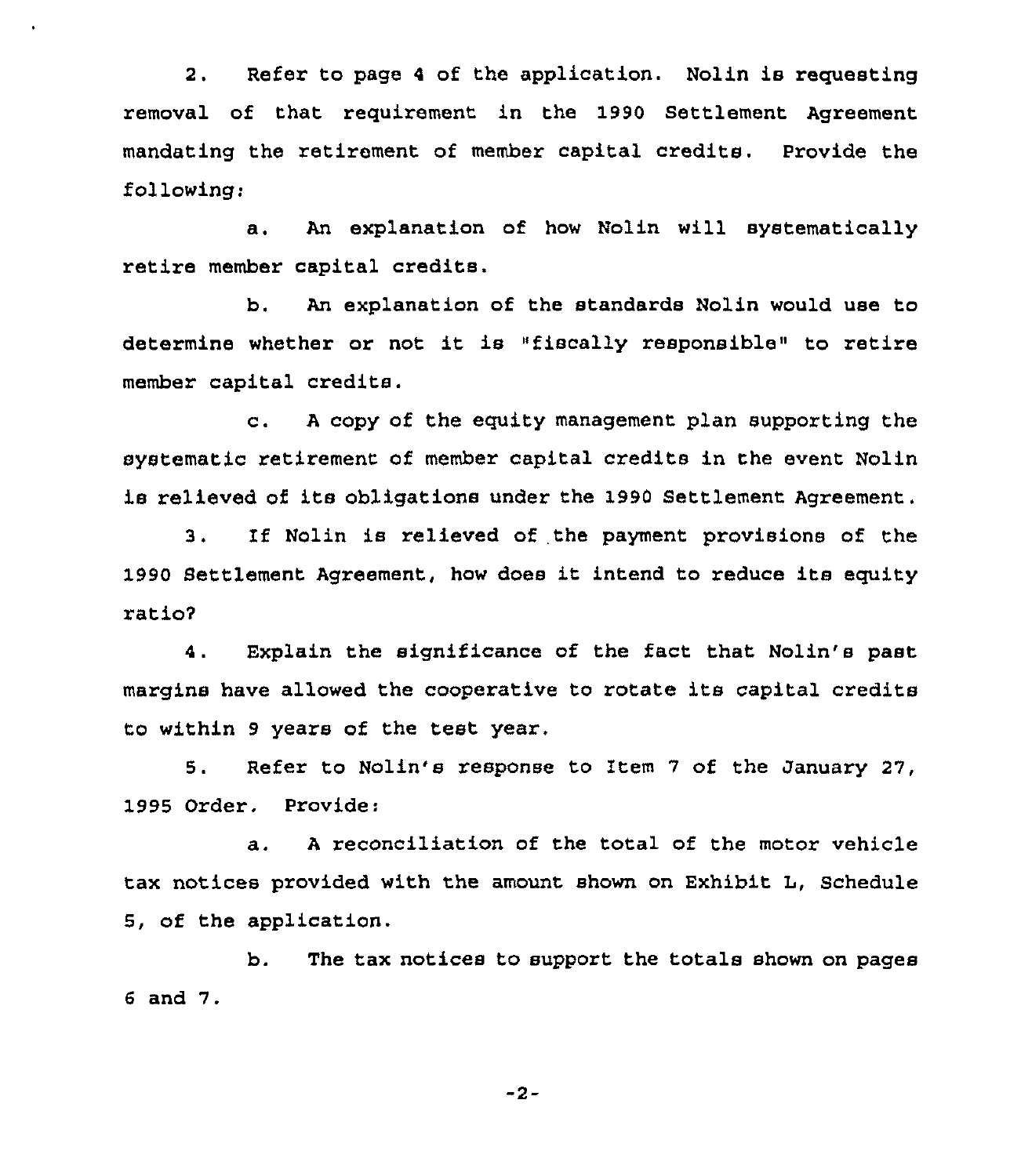2. Refer to page 4 of the application. Nolin is requesting removal of that requirement in the 1990 Settlement Agreement mandating the retirement of member capital credits. Provide the following:

a. An explanation of how Nolin will systematically retire member capital credits.

b. An explanation of the standards Nolin would use to determine whether or not it is "fiscally responsible" to retire member capital credits.

c. A copy of the equity management plan supporting the systematic retirement of member capital credits in the event Nolin is relieved of its obligations under the 1990 Settlement Agreement.

3. If Nolin is relieved of the payment provisions of the 1990 Settlement Agreement, how does it intend to reduce its equity ratio?

4. Explain the significance of the fact that Nolin's past margins have allowed the cooperative to rotate its capital credits to within 9 years of the test year.

5. Refer to Nolin's response to Item 7 of the January 27, 1995 Order. Provide:

a. A reconciliation of the total of the motor vehicle tax notices provided with the amount shown on Exhibit L, Schedule 5, of the application.

b. The tax notices to support the totals shown on pages 6 and 7.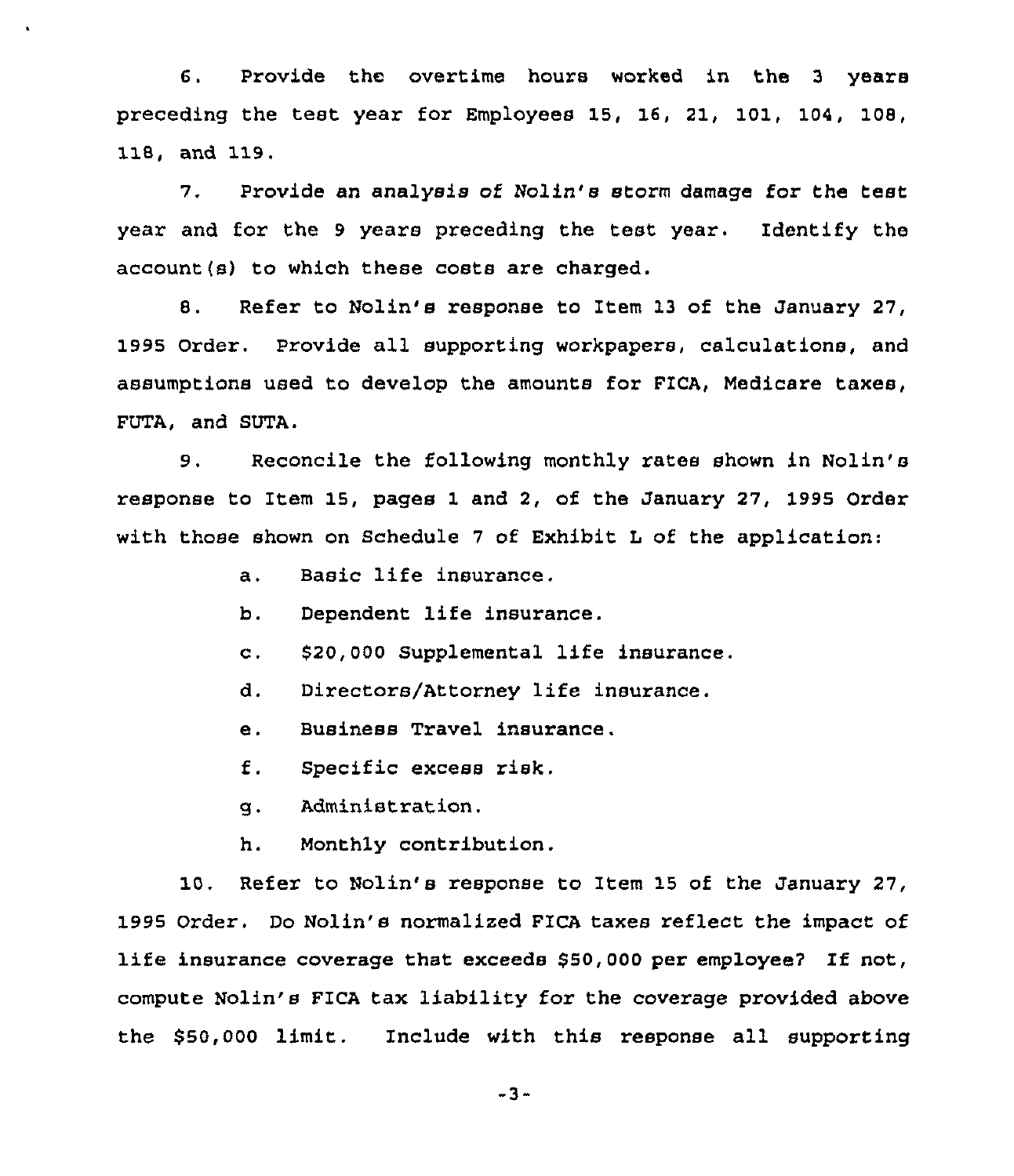6. Provide the overtime hours worked in the 3 years preceding the test year for Employees 15, 16, 21, 101, 104, 108, 118, and 119.

7. Provide an analysis of Nolin's storm damage for the test year and for the 9 years preceding the test year. Identify the account(s) to which these costs are charged.

8. Refer to Nolin's response to Item 13 of the January 27, 1995 Order. Provide all supporting workpapers, calculations, and assumptions used to develop the amounts for FICA, Medicare taxes, FUTA, and SUTA.

9. Reconcile the following monthly rates shown in Nolin's response to Item 15, pages 1 and 2, of the January 27, 1995 Order with those shown on Schedule 7 of Exhibit L of the application:

   a. Basic life insurance.
   b. Dependent life insurance.
   c. $20,000 Supplemental life insurance.
   d. Directors/Attorney life insurance.
   e. Business Travel insurance.
   f. Specific excess risk.
   g. Administration.
   h. Monthly contribution.

10. Refer to Nolin's response to Item 15 of the January 27, 1995 Order. Do Nolin's normalized FICA taxes reflect the impact of life insurance coverage that exceeds $50,000 per employee? If not, compute Nolin's FICA tax liability for the coverage provided above the $50,000 limit. Include with this response all supporting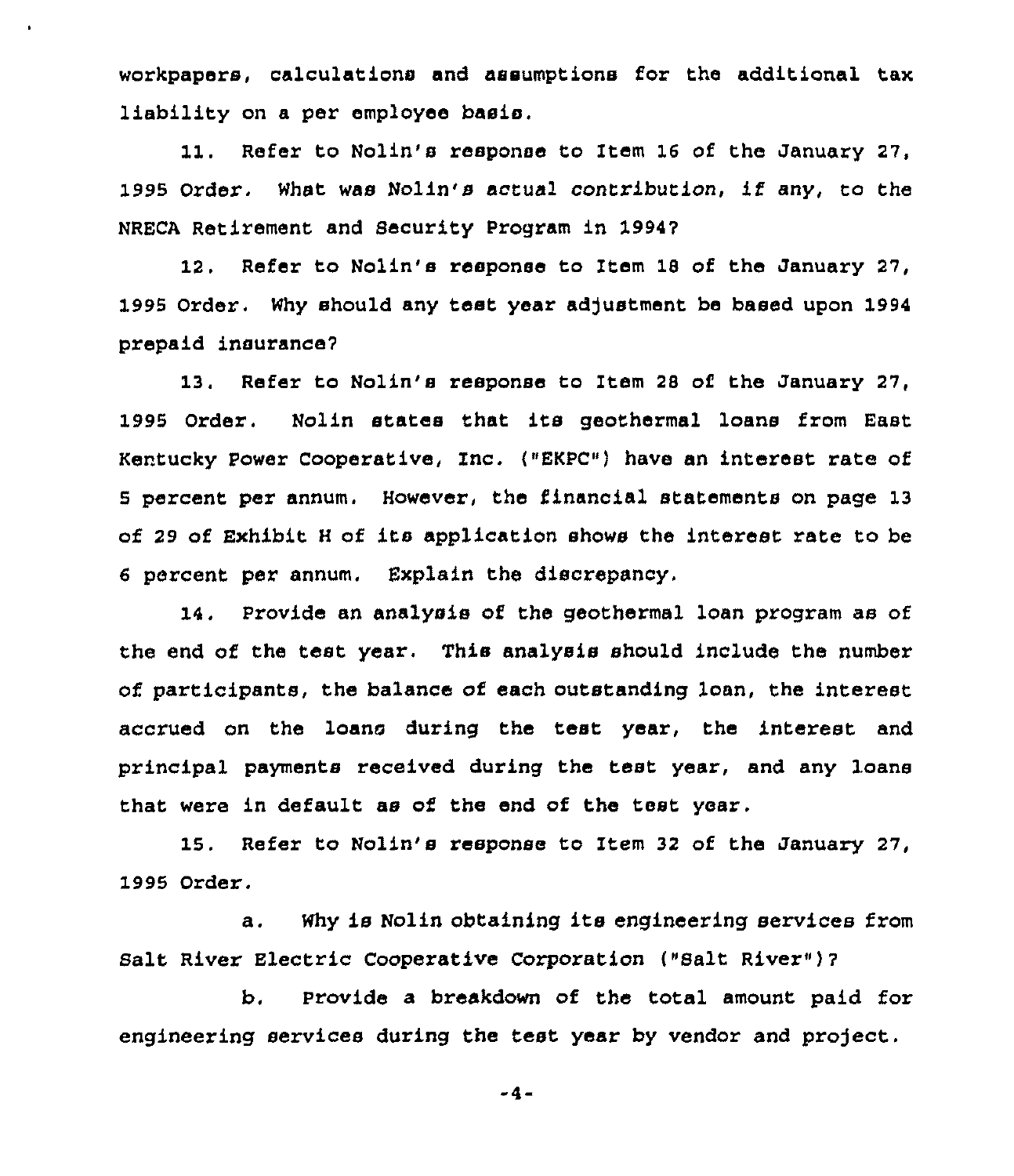workpapers, calculations and assumptions for the additional tax liability on a per employee basis.

11. Refer to Nolin's response to Item 16 of the January 27, 1995 Order. What was Nolin's actual contribution, if any, to the NRECA Retirement and Security Program in 1994?

12. Refer to Nolin's response to Item 18 of the January 27, 1995 Order. Why should any test year adjustment be based upon 1994 prepaid insurance?

13. Refer to Nolin's response to Item 28 of the January 27, 1995 Order. Nolin states that its geothermal loans from East Kentucky Power Cooperative, Inc. ("EKPC") have an interest rate of 5 percent per annum. However, the financial statements on page 13 of 29 of Exhibit H of its application shows the interest rate to be 6 percent per annum. Explain the discrepancy.

14. Provide an analysis of the geothermal loan program as of the end of the test year. This analysis should include the number of participants, the balance of each outstanding loan, the interest accrued on the loans during the test year, the interest and principal payments received during the test year, and any loans that were in default as of the end of the test year.

15. Refer to Nolin's response to Item 32 of the January 27, 1995 Order.

a. Why is Nolin obtaining its engineering services from Salt River Electric Cooperative Corporation ("Salt River")?

b. Provide a breakdown of the total amount paid for engineering services during the test year by vendor and project.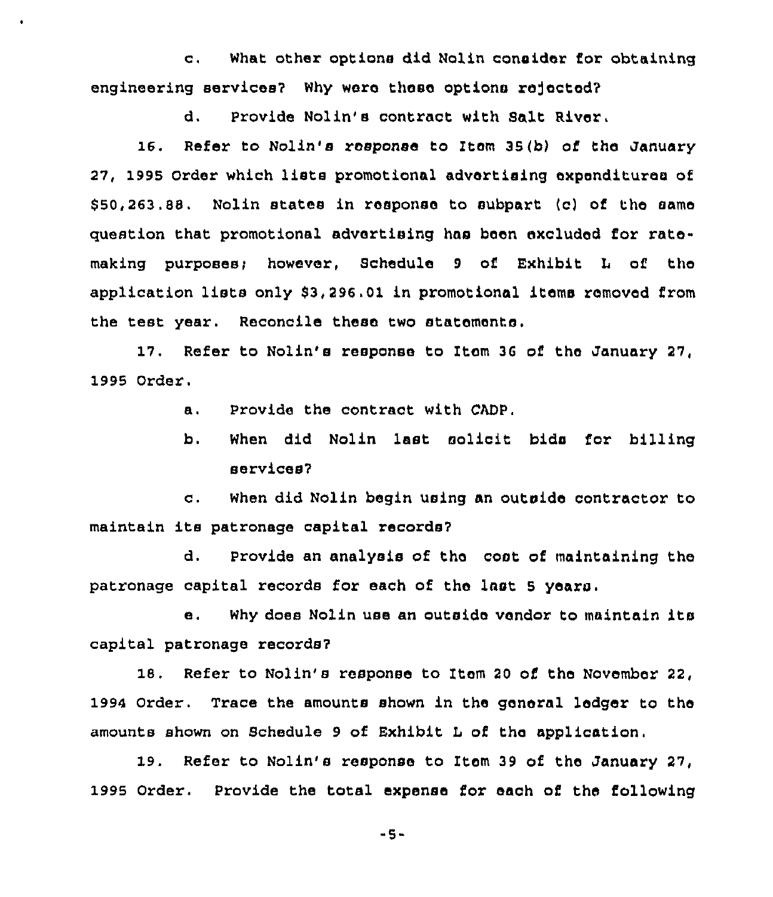c. What other options did Nolin consider for obtaining engineering services? Why were these options rejected?

d. Provide Nolin's contract with Salt River.

16. Refer to Nolin's response to Item 35(b) of the January 27, 1995 Order which lists promotional advertising expenditures of $50,263.88. Nolin states in response to subpart (c) of the same question that promotional advertising has been excluded for rate-making purposes; however, Schedule 9 of Exhibit L of the application lists only $3,296.01 in promotional items removed from the test year. Reconcile these two statements.

17. Refer to Nolin's response to Item 36 of the January 27, 1995 Order.

a. Provide the contract with CADP.

b. When did Nolin last solicit bids for billing services?

c. When did Nolin begin using an outside contractor to maintain its patronage capital records?

d. Provide an analysis of the cost of maintaining the patronage capital records for each of the last 5 years.

e. Why does Nolin use an outside vendor to maintain its capital patronage records?

18. Refer to Nolin's response to Item 20 of the November 22, 1994 Order. Trace the amounts shown in the general ledger to the amounts shown on Schedule 9 of Exhibit L of the application.

19. Refer to Nolin's response to Item 39 of the January 27, 1995 Order. Provide the total expense for each of the following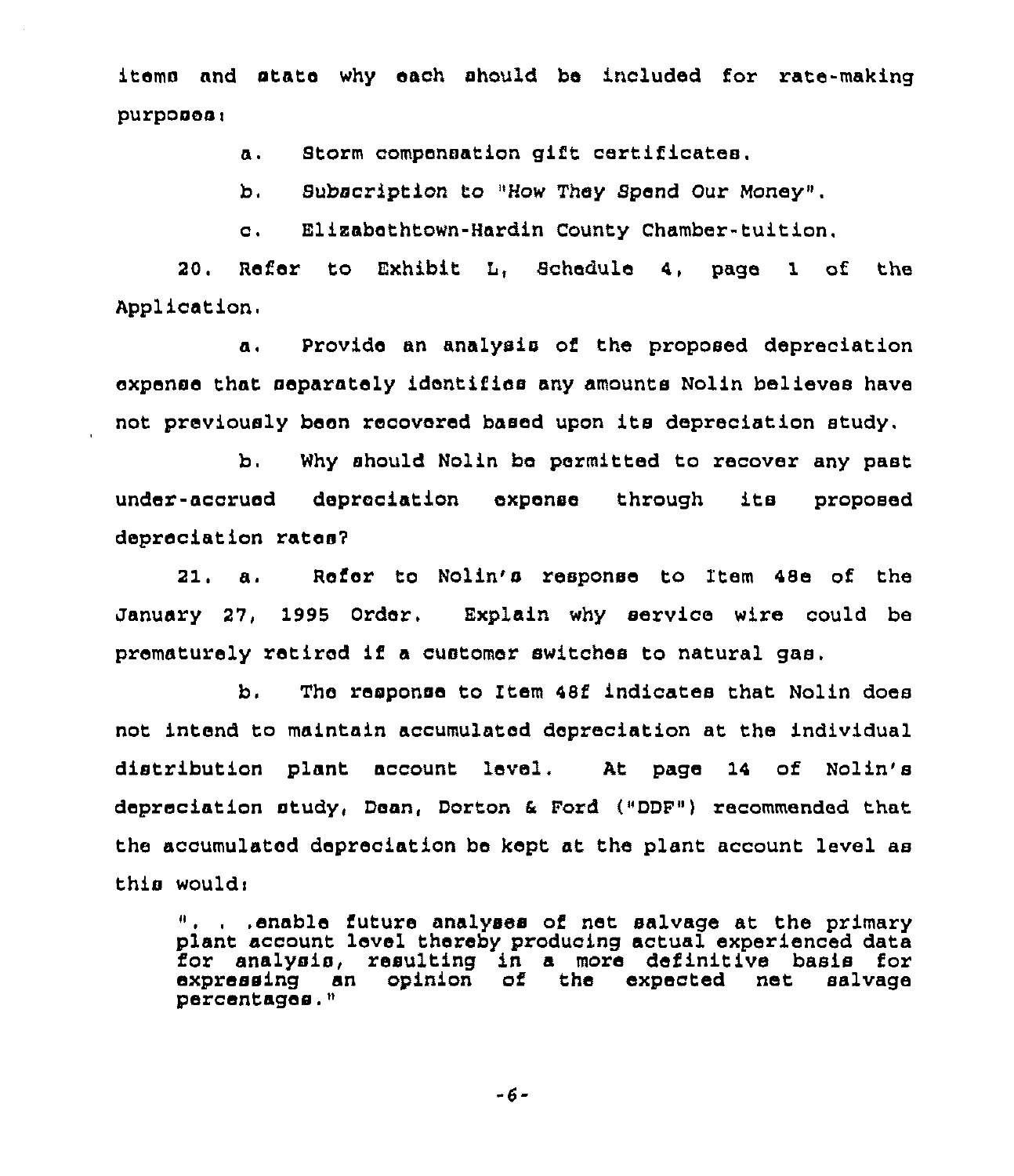items and state why each should be included for rate-making purposes:

a. Storm compensation gift certificates.

b. Subscription to "How They Spend Our Money".

c. Elizabethtown-Hardin County Chamber-tuition.

20. Refer to Exhibit L, Schedule 4, page 1 of the Application.

a. Provide an analysis of the proposed depreciation expense that separately identifies any amounts Nolin believes have not previously been recovered based upon its depreciation study.

b. Why should Nolin be permitted to recover any past under-accrued depreciation expense through its proposed depreciation rates?

21. a. Refer to Nolin's response to Item 48e of the January 27, 1995 Order. Explain why service wire could be prematurely retired if a customer switches to natural gas.

b. The response to Item 48f indicates that Nolin does not intend to maintain accumulated depreciation at the individual distribution plant account level. At page 14 of Nolin's depreciation study, Dean, Dorton & Ford ("DDF") recommended that the accumulated depreciation be kept at the plant account level as this would:

> ". . .enable future analyses of net salvage at the primary plant account level thereby producing actual experienced data for analysis, resulting in a more definitive basis for expressing an opinion of the expected net salvage percentages."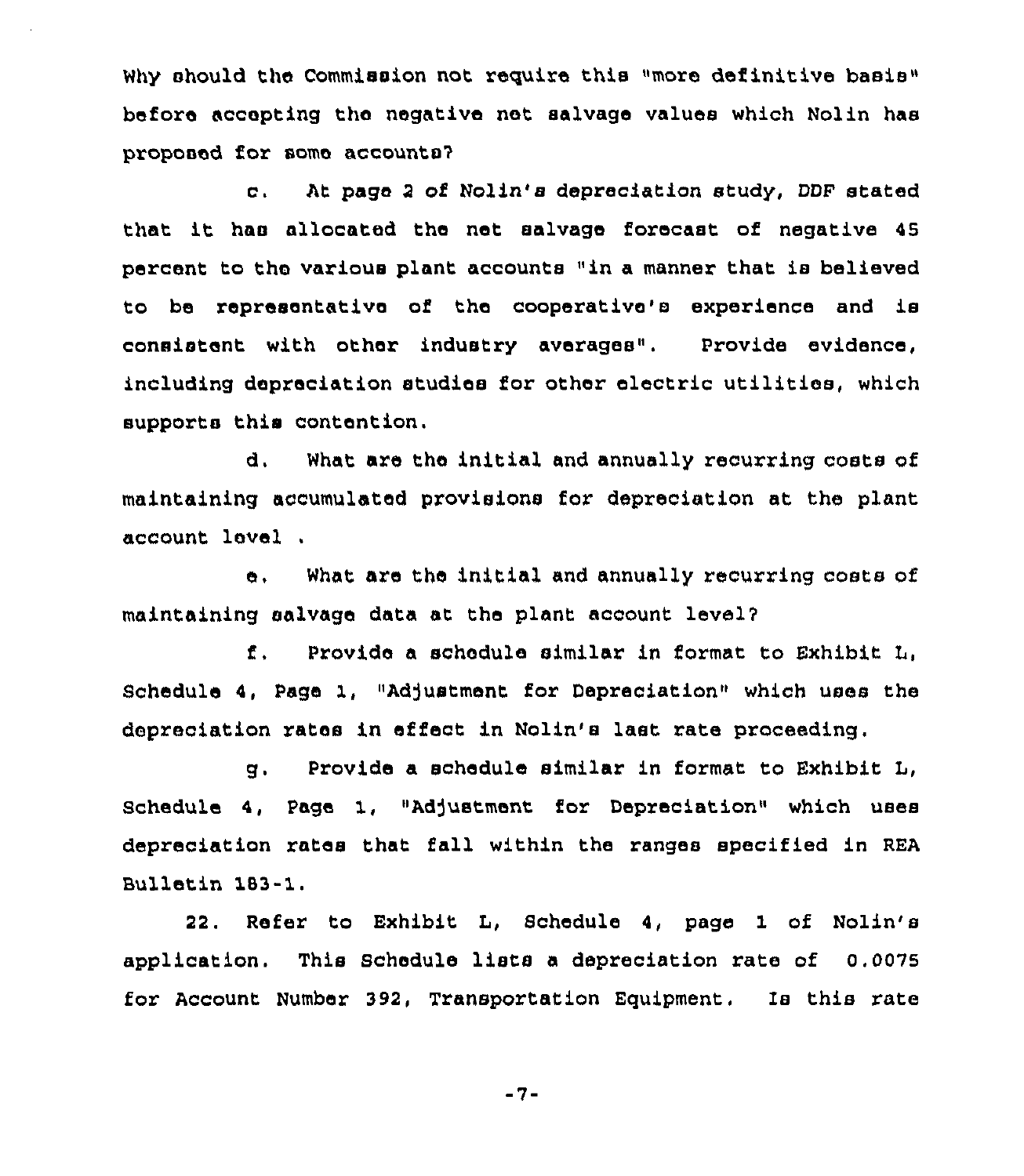Why should the Commission not require this "more definitive basis" before accepting the negative net salvage values which Nolin has proposed for some accounts?

c. At page 2 of Nolin's depreciation study, DDF stated that it has allocated the net salvage forecast of negative 45 percent to the various plant accounts "in a manner that is believed to be representative of the cooperative's experience and is consistent with other industry averages". Provide evidence, including depreciation studies for other electric utilities, which supports this contention.

d. What are the initial and annually recurring costs of maintaining accumulated provisions for depreciation at the plant account level .

e. What are the initial and annually recurring costs of maintaining salvage data at the plant account level?

f. Provide a schedule similar in format to Exhibit L, Schedule 4, Page 1, "Adjustment for Depreciation" which uses the depreciation rates in effect in Nolin's last rate proceeding.

g. Provide a schedule similar in format to Exhibit L, Schedule 4, Page 1, "Adjustment for Depreciation" which uses depreciation rates that fall within the ranges specified in REA Bulletin 183-1.

22. Refer to Exhibit L, Schedule 4, page 1 of Nolin's application. This Schedule lists a depreciation rate of 0.0075 for Account Number 392, Transportation Equipment. Is this rate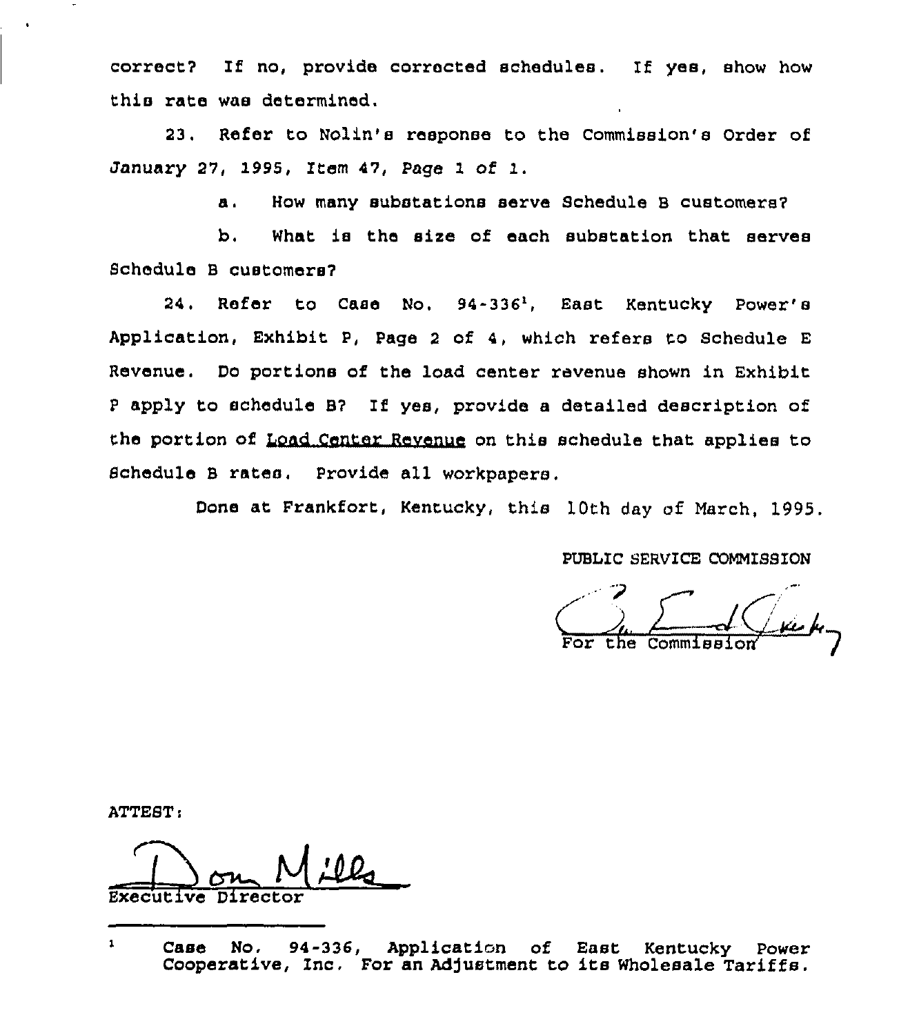correct? If no, provide corrected schedules. If yes, show how this rate was determined.

23. Refer to Nolin's response to the Commission's Order of January 27, 1995, Item 47, Page 1 of 1.

a. How many substations serve Schedule B customers?

b. What is the size of each substation that serves Schedule B customers?

24. Refer to Case No. 94-336[1], East Kentucky Power's Application, Exhibit P, Page 2 of 4, which refers to Schedule E Revenue. Do portions of the load center revenue shown in Exhibit P apply to schedule B? If yes, provide a detailed description of the portion of Load Center Revenue on this schedule that applies to Schedule B rates. Provide all workpapers.

Done at Frankfort, Kentucky, this 10th day of March, 1995.

PUBLIC SERVICE COMMISSION

For the Commission

ATTEST:

Executive Director

[1] Case No. 94-336, Application of East Kentucky Power Cooperative, Inc. For an Adjustment to its Wholesale Tariffs.